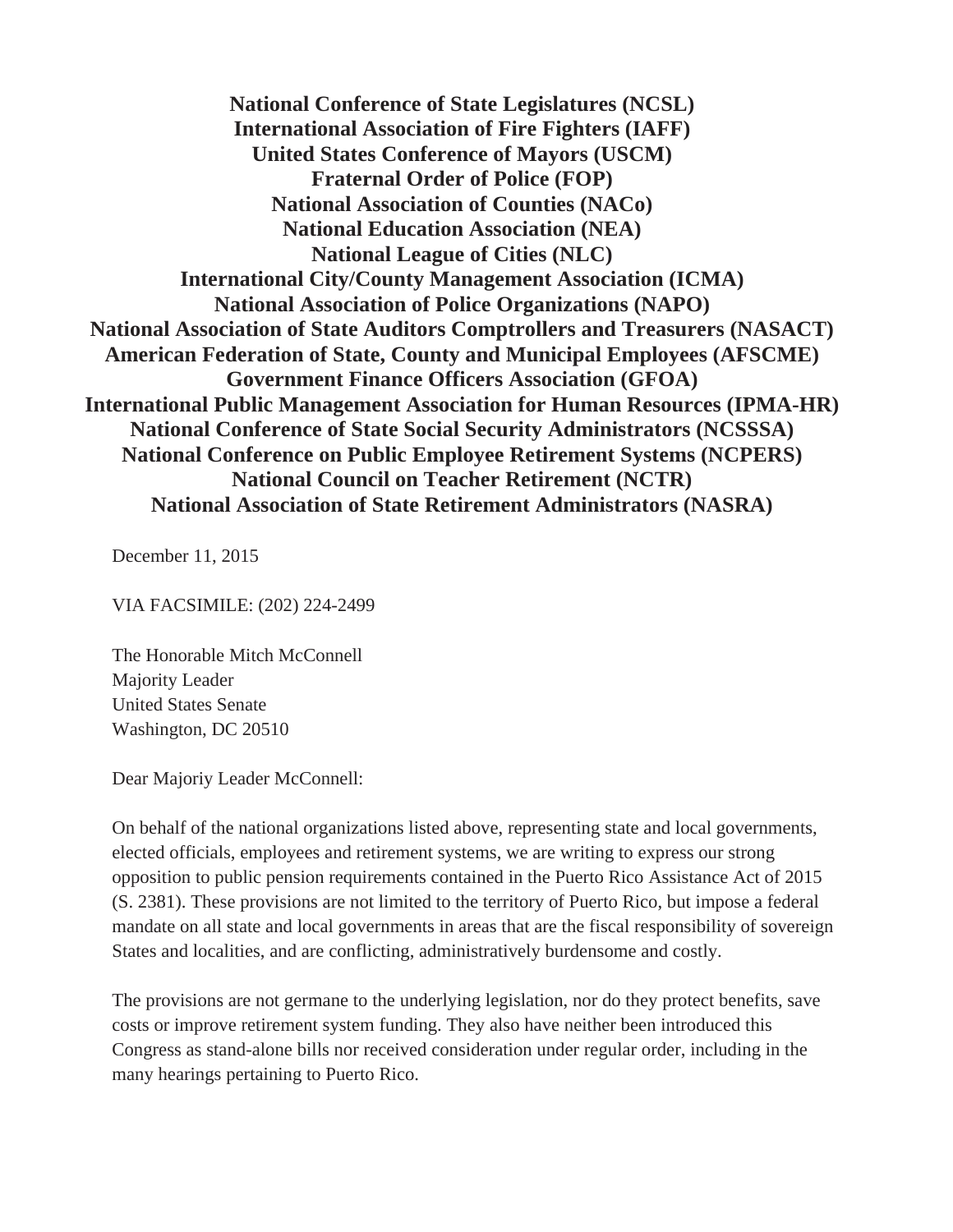**National Conference of State Legislatures (NCSL)**
**International Association of Fire Fighters (IAFF)**
**United States Conference of Mayors (USCM)**
**Fraternal Order of Police (FOP)**
**National Association of Counties (NACo)**
**National Education Association (NEA)**
**National League of Cities (NLC)**
**International City/County Management Association (ICMA)**
**National Association of Police Organizations (NAPO)**
**National Association of State Auditors Comptrollers and Treasurers (NASACT)**
**American Federation of State, County and Municipal Employees (AFSCME)**
**Government Finance Officers Association (GFOA)**
**International Public Management Association for Human Resources (IPMA-HR)**
**National Conference of State Social Security Administrators (NCSSSA)**
**National Conference on Public Employee Retirement Systems (NCPERS)**
**National Council on Teacher Retirement (NCTR)**
**National Association of State Retirement Administrators (NASRA)**

December 11, 2015

VIA FACSIMILE: (202) 224-2499

The Honorable Mitch McConnell
Majority Leader
United States Senate
Washington, DC 20510

Dear Majoriy Leader McConnell:

On behalf of the national organizations listed above, representing state and local governments, elected officials, employees and retirement systems, we are writing to express our strong opposition to public pension requirements contained in the Puerto Rico Assistance Act of 2015 (S. 2381). These provisions are not limited to the territory of Puerto Rico, but impose a federal mandate on all state and local governments in areas that are the fiscal responsibility of sovereign States and localities, and are conflicting, administratively burdensome and costly.

The provisions are not germane to the underlying legislation, nor do they protect benefits, save costs or improve retirement system funding. They also have neither been introduced this Congress as stand-alone bills nor received consideration under regular order, including in the many hearings pertaining to Puerto Rico.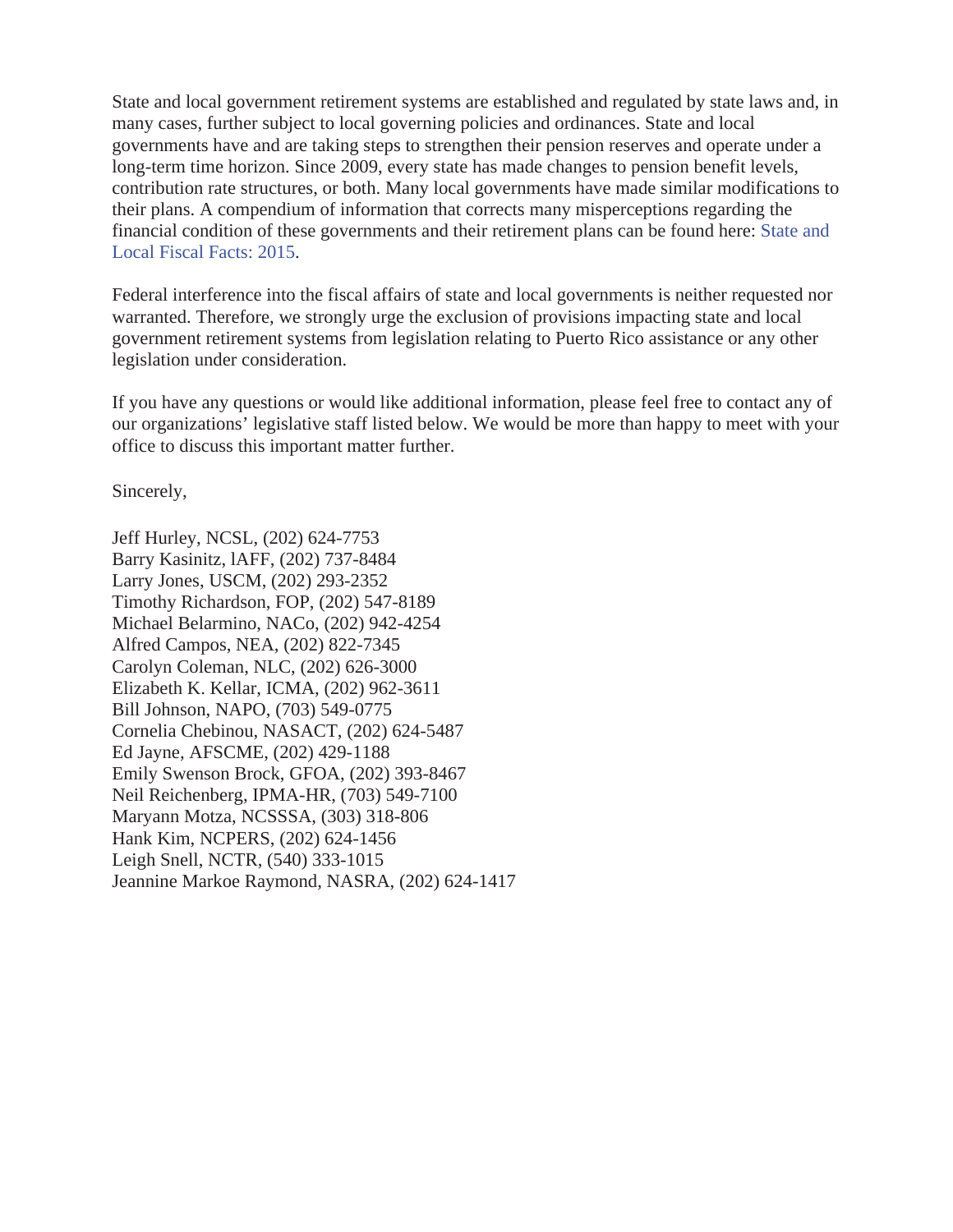State and local government retirement systems are established and regulated by state laws and, in many cases, further subject to local governing policies and ordinances. State and local governments have and are taking steps to strengthen their pension reserves and operate under a long-term time horizon. Since 2009, every state has made changes to pension benefit levels, contribution rate structures, or both. Many local governments have made similar modifications to their plans. A compendium of information that corrects many misperceptions regarding the financial condition of these governments and their retirement plans can be found here: State and Local Fiscal Facts: 2015.

Federal interference into the fiscal affairs of state and local governments is neither requested nor warranted. Therefore, we strongly urge the exclusion of provisions impacting state and local government retirement systems from legislation relating to Puerto Rico assistance or any other legislation under consideration.

If you have any questions or would like additional information, please feel free to contact any of our organizations' legislative staff listed below. We would be more than happy to meet with your office to discuss this important matter further.

Sincerely,

Jeff Hurley, NCSL, (202) 624-7753
Barry Kasinitz, lAFF, (202) 737-8484
Larry Jones, USCM, (202) 293-2352
Timothy Richardson, FOP, (202) 547-8189
Michael Belarmino, NACo, (202) 942-4254
Alfred Campos, NEA, (202) 822-7345
Carolyn Coleman, NLC, (202) 626-3000
Elizabeth K. Kellar, ICMA, (202) 962-3611
Bill Johnson, NAPO, (703) 549-0775
Cornelia Chebinou, NASACT, (202) 624-5487
Ed Jayne, AFSCME, (202) 429-1188
Emily Swenson Brock, GFOA, (202) 393-8467
Neil Reichenberg, IPMA-HR, (703) 549-7100
Maryann Motza, NCSSSA, (303) 318-806
Hank Kim, NCPERS, (202) 624-1456
Leigh Snell, NCTR, (540) 333-1015
Jeannine Markoe Raymond, NASRA, (202) 624-1417